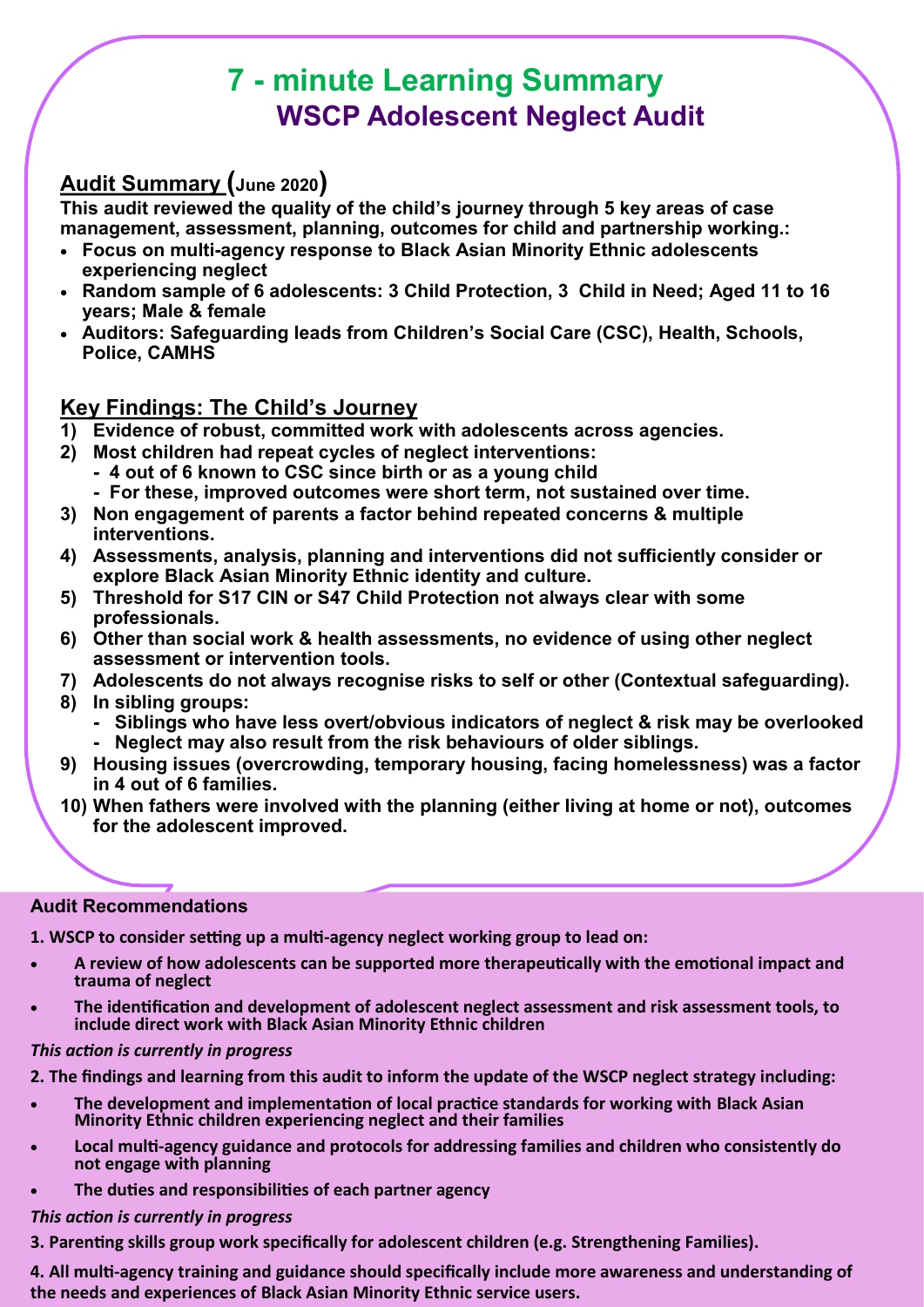# 7 - minute Learning Summary

## WSCP Adolescent Neglect Audit

### Audit Summary (June 2020)

**This audit reviewed the quality of the child's journey through 5 key areas of case management, assessment, planning, outcomes for child and partnership working.:**

- **Focus on multi-agency response to Black Asian Minority Ethnic adolescents experiencing neglect**
- **Random sample of 6 adolescents: 3 Child Protection, 3 Child in Need; Aged 11 to 16 years; Male & female**
- **Auditors: Safeguarding leads from Children's Social Care (CSC), Health, Schools, Police, CAMHS**

### Key Findings: The Child's Journey

1) **Evidence of robust, committed work with adolescents across agencies.**
2) **Most children had repeat cycles of neglect interventions:**
   - **4 out of 6 known to CSC since birth or as a young child**
   - **For these, improved outcomes were short term, not sustained over time.**
3) **Non engagement of parents a factor behind repeated concerns & multiple interventions.**
4) **Assessments, analysis, planning and interventions did not sufficiently consider or explore Black Asian Minority Ethnic identity and culture.**
5) **Threshold for S17 CIN or S47 Child Protection not always clear with some professionals.**
6) **Other than social work & health assessments, no evidence of using other neglect assessment or intervention tools.**
7) **Adolescents do not always recognise risks to self or other (Contextual safeguarding).**
8) **In sibling groups:**
   - **Siblings who have less overt/obvious indicators of neglect & risk may be overlooked**
   - **Neglect may also result from the risk behaviours of older siblings.**
9) **Housing issues (overcrowding, temporary housing, facing homelessness) was a factor in 4 out of 6 families.**
10) **When fathers were involved with the planning (either living at home or not), outcomes for the adolescent improved.**

### Audit Recommendations

**1. WSCP to consider setting up a multi-agency neglect working group to lead on:**

- **A review of how adolescents can be supported more therapeutically with the emotional impact and trauma of neglect**
- **The identification and development of adolescent neglect assessment and risk assessment tools, to include direct work with Black Asian Minority Ethnic children**

*This action is currently in progress*

**2. The findings and learning from this audit to inform the update of the WSCP neglect strategy including:**

- **The development and implementation of local practice standards for working with Black Asian Minority Ethnic children experiencing neglect and their families**
- **Local multi-agency guidance and protocols for addressing families and children who consistently do not engage with planning**
- **The duties and responsibilities of each partner agency**

*This action is currently in progress*

**3. Parenting skills group work specifically for adolescent children (e.g. Strengthening Families).**

**4. All multi-agency training and guidance should specifically include more awareness and understanding of the needs and experiences of Black Asian Minority Ethnic service users.**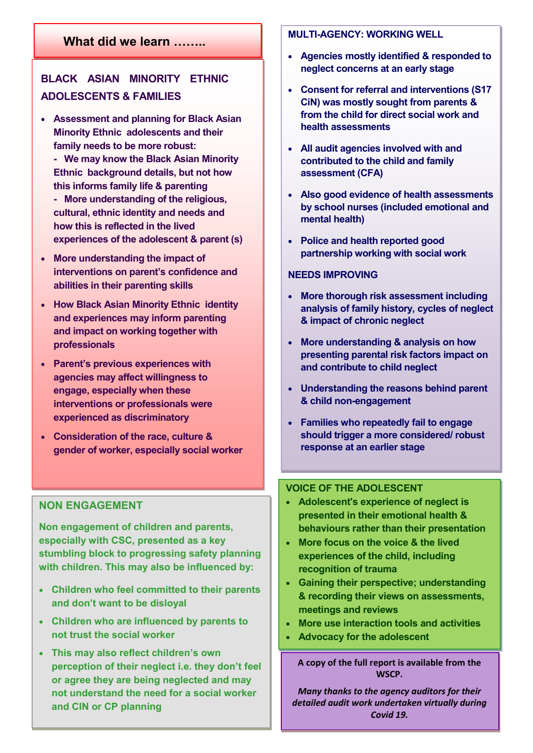## What did we learn ……..

### BLACK ASIAN MINORITY ETHNIC ADOLESCENTS & FAMILIES

- **Assessment and planning for Black Asian Minority Ethnic adolescents and their family needs to be more robust:**
  **- We may know the Black Asian Minority Ethnic background details, but not how this informs family life & parenting**
  **- More understanding of the religious, cultural, ethnic identity and needs and how this is reflected in the lived experiences of the adolescent & parent (s)**
- **More understanding the impact of interventions on parent's confidence and abilities in their parenting skills**
- **How Black Asian Minority Ethnic identity and experiences may inform parenting and impact on working together with professionals**
- **Parent's previous experiences with agencies may affect willingness to engage, especially when these interventions or professionals were experienced as discriminatory**
- **Consideration of the race, culture & gender of worker, especially social worker**

### NON ENGAGEMENT

**Non engagement of children and parents, especially with CSC, presented as a key stumbling block to progressing safety planning with children. This may also be influenced by:**

- **Children who feel committed to their parents and don't want to be disloyal**
- **Children who are influenced by parents to not trust the social worker**
- **This may also reflect children's own perception of their neglect i.e. they don't feel or agree they are being neglected and may not understand the need for a social worker and CIN or CP planning**

### MULTI-AGENCY: WORKING WELL

- **Agencies mostly identified & responded to neglect concerns at an early stage**
- **Consent for referral and interventions (S17 CiN) was mostly sought from parents & from the child for direct social work and health assessments**
- **All audit agencies involved with and contributed to the child and family assessment (CFA)**
- **Also good evidence of health assessments by school nurses (included emotional and mental health)**
- **Police and health reported good partnership working with social work**

### NEEDS IMPROVING

- **More thorough risk assessment including analysis of family history, cycles of neglect & impact of chronic neglect**
- **More understanding & analysis on how presenting parental risk factors impact on and contribute to child neglect**
- **Understanding the reasons behind parent & child non-engagement**
- **Families who repeatedly fail to engage should trigger a more considered/ robust response at an earlier stage**

### VOICE OF THE ADOLESCENT

- **Adolescent's experience of neglect is presented in their emotional health & behaviours rather than their presentation**
- **More focus on the voice & the lived experiences of the child, including recognition of trauma**
- **Gaining their perspective; understanding & recording their views on assessments, meetings and reviews**
- **More use interaction tools and activities**
- **Advocacy for the adolescent**

**A copy of the full report is available from the WSCP.**

***Many thanks to the agency auditors for their detailed audit work undertaken virtually during Covid 19.***